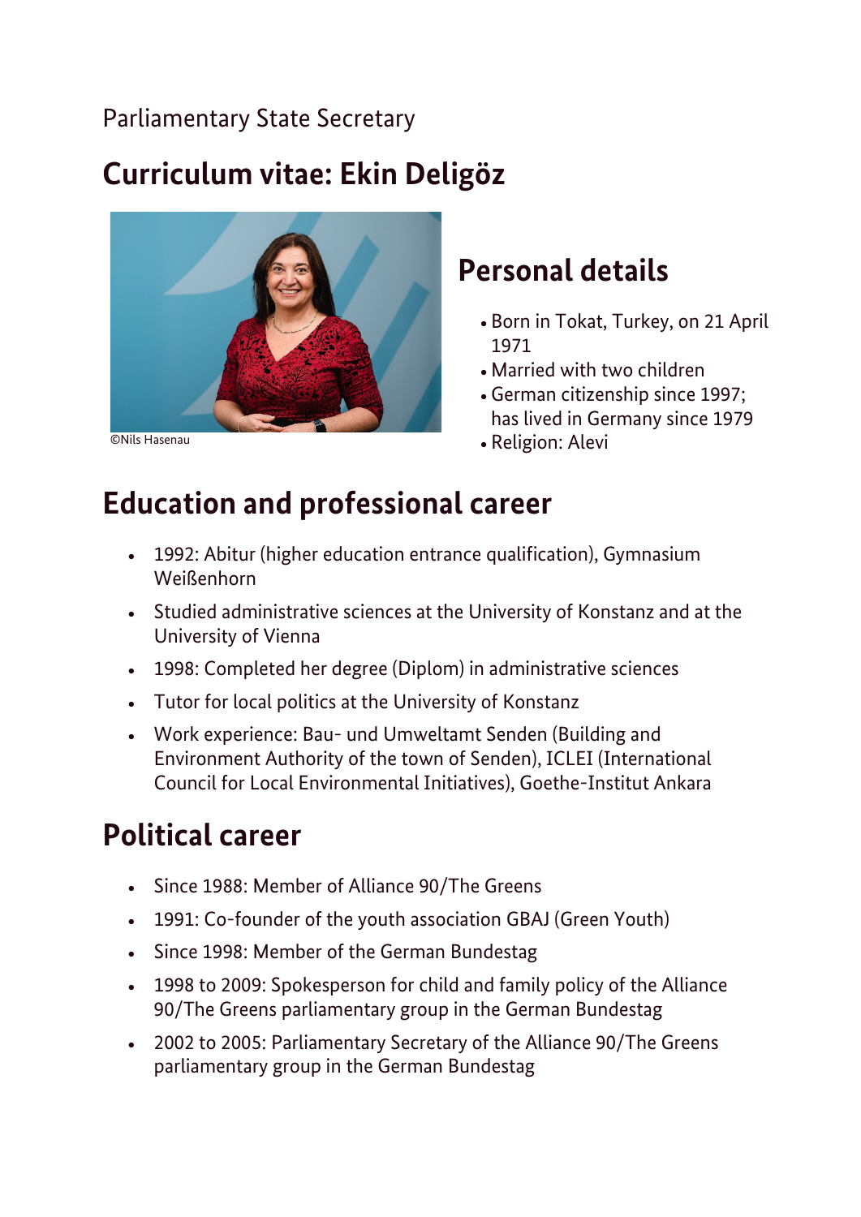Parliamentary State Secretary

# Curriculum vitae: Ekin Deligöz

©Nils Hasenau

## Personal details

- Born in Tokat, Turkey, on 21 April 1971
- Married with two children
- German citizenship since 1997; has lived in Germany since 1979
- Religion: Alevi

## Education and professional career

- 1992: Abitur (higher education entrance qualification), Gymnasium Weißenhorn
- Studied administrative sciences at the University of Konstanz and at the University of Vienna
- 1998: Completed her degree (Diplom) in administrative sciences
- Tutor for local politics at the University of Konstanz
- Work experience: Bau- und Umweltamt Senden (Building and Environment Authority of the town of Senden), ICLEI (International Council for Local Environmental Initiatives), Goethe-Institut Ankara

## Political career

- Since 1988: Member of Alliance 90/The Greens
- 1991: Co-founder of the youth association GBAJ (Green Youth)
- Since 1998: Member of the German Bundestag
- 1998 to 2009: Spokesperson for child and family policy of the Alliance 90/The Greens parliamentary group in the German Bundestag
- 2002 to 2005: Parliamentary Secretary of the Alliance 90/The Greens parliamentary group in the German Bundestag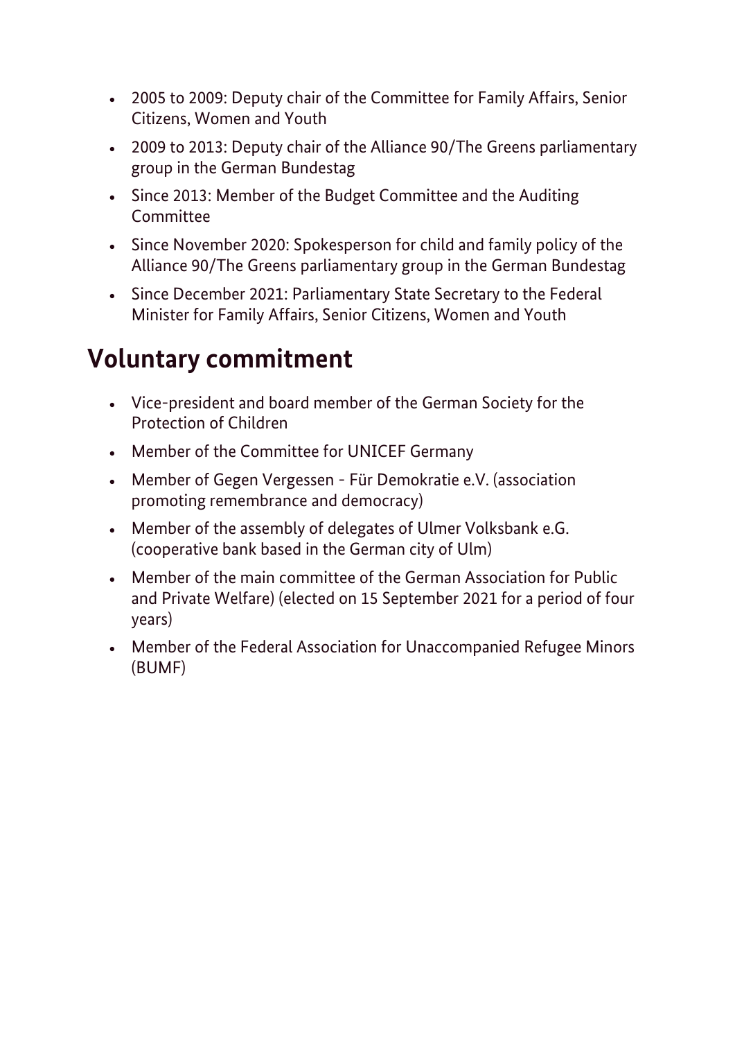- 2005 to 2009: Deputy chair of the Committee for Family Affairs, Senior Citizens, Women and Youth
- 2009 to 2013: Deputy chair of the Alliance 90/The Greens parliamentary group in the German Bundestag
- Since 2013: Member of the Budget Committee and the Auditing Committee
- Since November 2020: Spokesperson for child and family policy of the Alliance 90/The Greens parliamentary group in the German Bundestag
- Since December 2021: Parliamentary State Secretary to the Federal Minister for Family Affairs, Senior Citizens, Women and Youth

## Voluntary commitment

- Vice-president and board member of the German Society for the Protection of Children
- Member of the Committee for UNICEF Germany
- Member of Gegen Vergessen - Für Demokratie e.V. (association promoting remembrance and democracy)
- Member of the assembly of delegates of Ulmer Volksbank e.G. (cooperative bank based in the German city of Ulm)
- Member of the main committee of the German Association for Public and Private Welfare) (elected on 15 September 2021 for a period of four years)
- Member of the Federal Association for Unaccompanied Refugee Minors (BUMF)